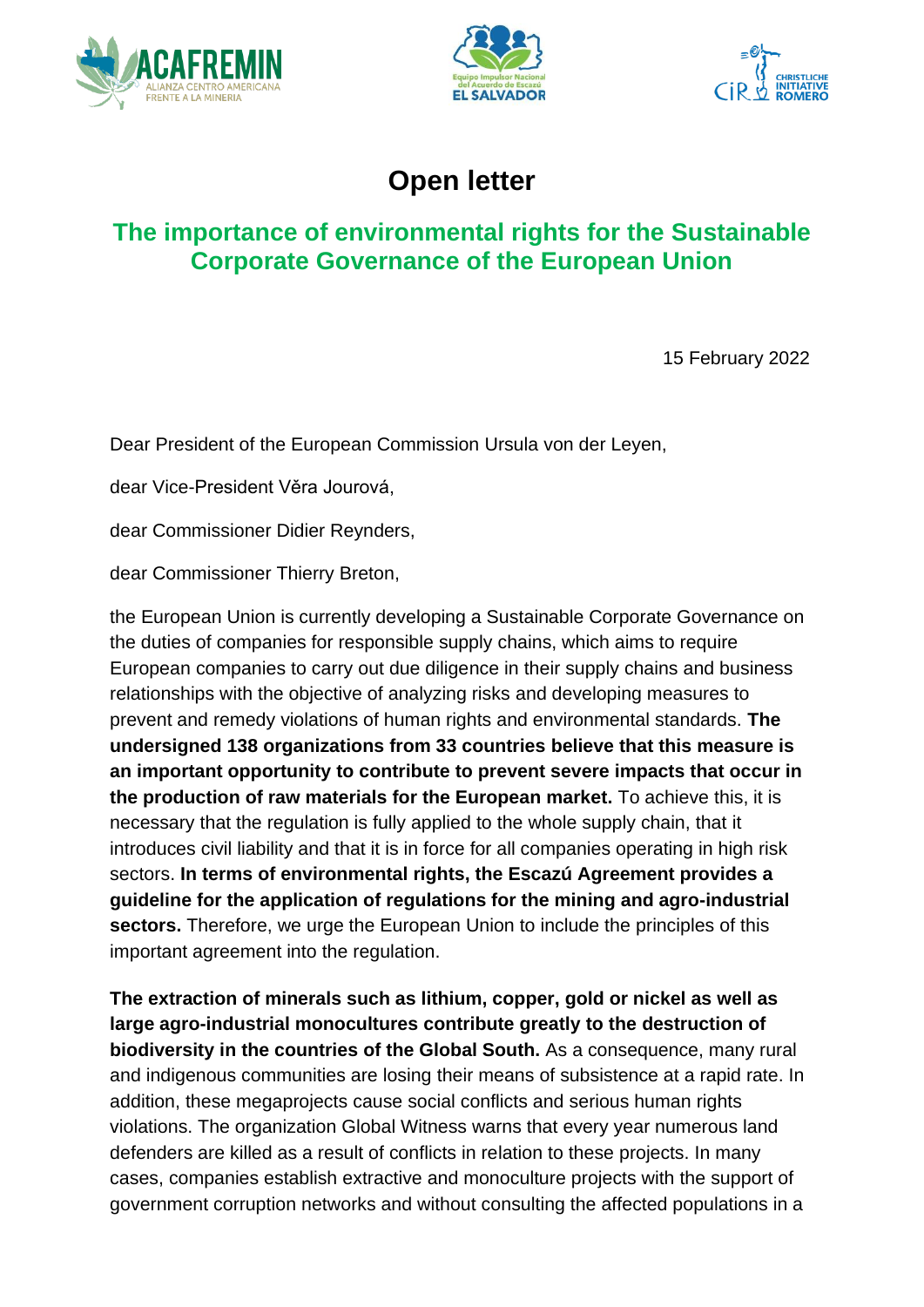# Open letter

## The importance of environmental rights for the Sustainable Corporate Governance of the European Union

15 February 2022

Dear President of the European Commission Ursula von der Leyen,

dear Vice-President Věra Jourová,

dear Commissioner Didier Reynders,

dear Commissioner Thierry Breton,

the European Union is currently developing a Sustainable Corporate Governance on the duties of companies for responsible supply chains, which aims to require European companies to carry out due diligence in their supply chains and business relationships with the objective of analyzing risks and developing measures to prevent and remedy violations of human rights and environmental standards. **The undersigned 138 organizations from 33 countries believe that this measure is an important opportunity to contribute to prevent severe impacts that occur in the production of raw materials for the European market.** To achieve this, it is necessary that the regulation is fully applied to the whole supply chain, that it introduces civil liability and that it is in force for all companies operating in high risk sectors. **In terms of environmental rights, the Escazú Agreement provides a guideline for the application of regulations for the mining and agro-industrial sectors.** Therefore, we urge the European Union to include the principles of this important agreement into the regulation.

**The extraction of minerals such as lithium, copper, gold or nickel as well as large agro-industrial monocultures contribute greatly to the destruction of biodiversity in the countries of the Global South.** As a consequence, many rural and indigenous communities are losing their means of subsistence at a rapid rate. In addition, these megaprojects cause social conflicts and serious human rights violations. The organization Global Witness warns that every year numerous land defenders are killed as a result of conflicts in relation to these projects. In many cases, companies establish extractive and monoculture projects with the support of government corruption networks and without consulting the affected populations in a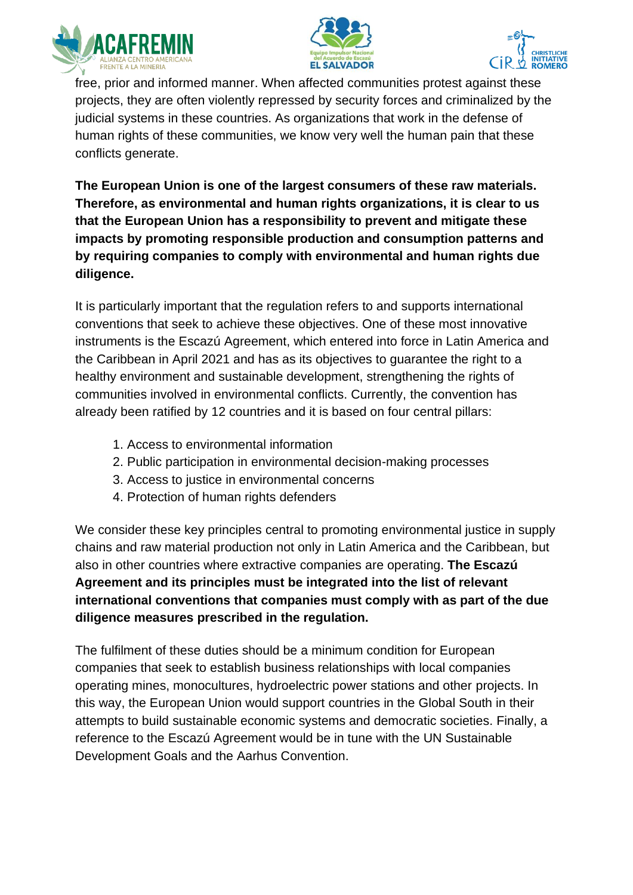free, prior and informed manner. When affected communities protest against these projects, they are often violently repressed by security forces and criminalized by the judicial systems in these countries. As organizations that work in the defense of human rights of these communities, we know very well the human pain that these conflicts generate.

**The European Union is one of the largest consumers of these raw materials. Therefore, as environmental and human rights organizations, it is clear to us that the European Union has a responsibility to prevent and mitigate these impacts by promoting responsible production and consumption patterns and by requiring companies to comply with environmental and human rights due diligence.**

It is particularly important that the regulation refers to and supports international conventions that seek to achieve these objectives. One of these most innovative instruments is the Escazú Agreement, which entered into force in Latin America and the Caribbean in April 2021 and has as its objectives to guarantee the right to a healthy environment and sustainable development, strengthening the rights of communities involved in environmental conflicts. Currently, the convention has already been ratified by 12 countries and it is based on four central pillars:

1. Access to environmental information
2. Public participation in environmental decision-making processes
3. Access to justice in environmental concerns
4. Protection of human rights defenders

We consider these key principles central to promoting environmental justice in supply chains and raw material production not only in Latin America and the Caribbean, but also in other countries where extractive companies are operating. **The Escazú Agreement and its principles must be integrated into the list of relevant international conventions that companies must comply with as part of the due diligence measures prescribed in the regulation.**

The fulfilment of these duties should be a minimum condition for European companies that seek to establish business relationships with local companies operating mines, monocultures, hydroelectric power stations and other projects. In this way, the European Union would support countries in the Global South in their attempts to build sustainable economic systems and democratic societies. Finally, a reference to the Escazú Agreement would be in tune with the UN Sustainable Development Goals and the Aarhus Convention.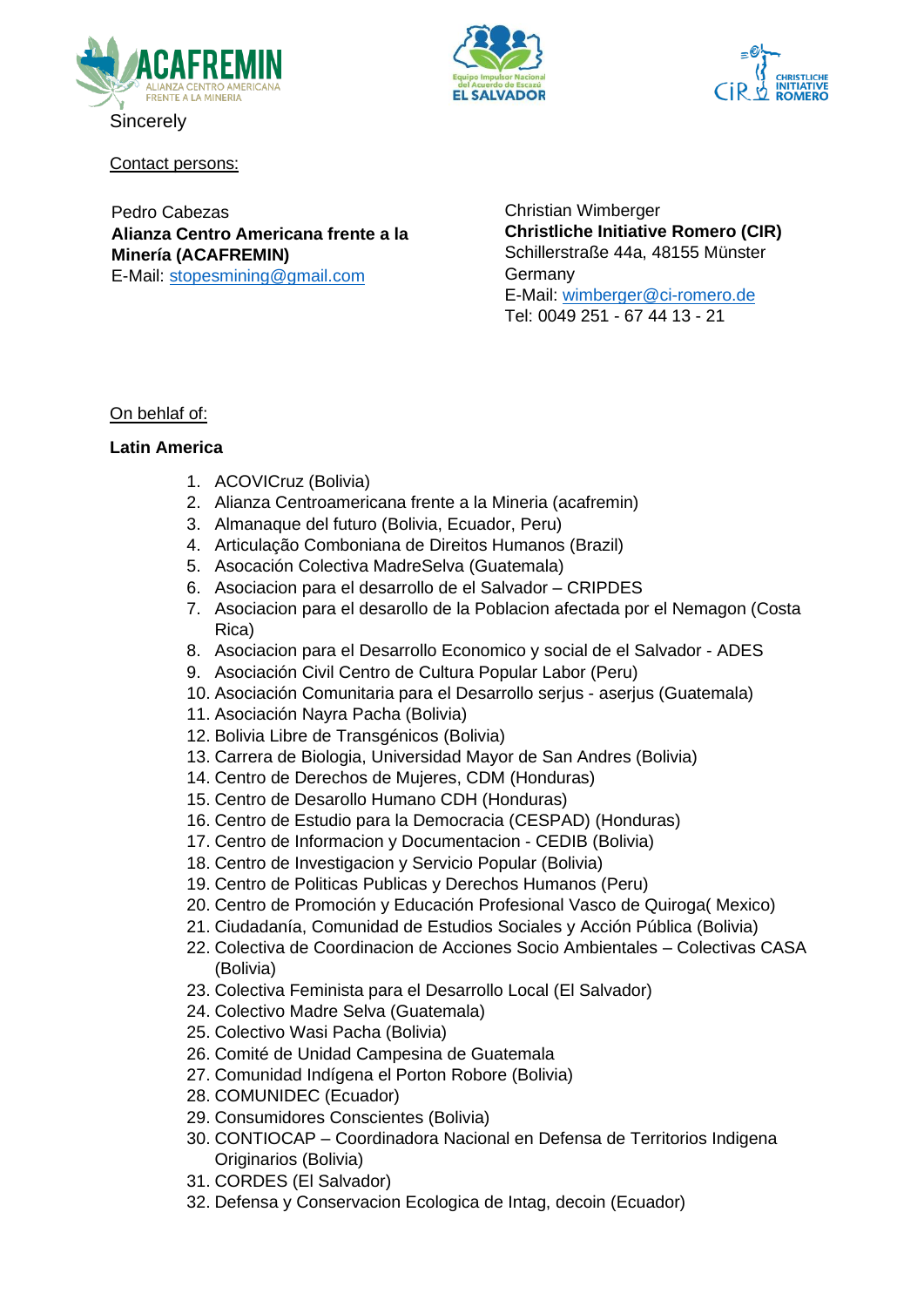Sincerely

Contact persons:

Pedro Cabezas
**Alianza Centro Americana frente a la Minería (ACAFREMIN)**
E-Mail: stopesmining@gmail.com

Christian Wimberger
**Christliche Initiative Romero (CIR)**
Schillerstraße 44a, 48155 Münster
Germany
E-Mail: wimberger@ci-romero.de
Tel: 0049 251 - 67 44 13 - 21

On behlaf of:

**Latin America**

1. ACOVICruz (Bolivia)
2. Alianza Centroamericana frente a la Mineria (acafremin)
3. Almanaque del futuro (Bolivia, Ecuador, Peru)
4. Articulação Comboniana de Direitos Humanos (Brazil)
5. Asocación Colectiva MadreSelva (Guatemala)
6. Asociacion para el desarrollo de el Salvador – CRIPDES
7. Asociacion para el desarollo de la Poblacion afectada por el Nemagon (Costa Rica)
8. Asociacion para el Desarrollo Economico y social de el Salvador - ADES
9. Asociación Civil Centro de Cultura Popular Labor (Peru)
10. Asociación Comunitaria para el Desarrollo serjus - aserjus (Guatemala)
11. Asociación Nayra Pacha (Bolivia)
12. Bolivia Libre de Transgénicos (Bolivia)
13. Carrera de Biologia, Universidad Mayor de San Andres (Bolivia)
14. Centro de Derechos de Mujeres, CDM (Honduras)
15. Centro de Desarollo Humano CDH (Honduras)
16. Centro de Estudio para la Democracia (CESPAD) (Honduras)
17. Centro de Informacion y Documentacion - CEDIB (Bolivia)
18. Centro de Investigacion y Servicio Popular (Bolivia)
19. Centro de Politicas Publicas y Derechos Humanos (Peru)
20. Centro de Promoción y Educación Profesional Vasco de Quiroga( Mexico)
21. Ciudadanía, Comunidad de Estudios Sociales y Acción Pública (Bolivia)
22. Colectiva de Coordinacion de Acciones Socio Ambientales – Colectivas CASA (Bolivia)
23. Colectiva Feminista para el Desarrollo Local (El Salvador)
24. Colectivo Madre Selva (Guatemala)
25. Colectivo Wasi Pacha (Bolivia)
26. Comité de Unidad Campesina de Guatemala
27. Comunidad Indígena el Porton Robore (Bolivia)
28. COMUNIDEC (Ecuador)
29. Consumidores Conscientes (Bolivia)
30. CONTIOCAP – Coordinadora Nacional en Defensa de Territorios Indigena Originarios (Bolivia)
31. CORDES (El Salvador)
32. Defensa y Conservacion Ecologica de Intag, decoin (Ecuador)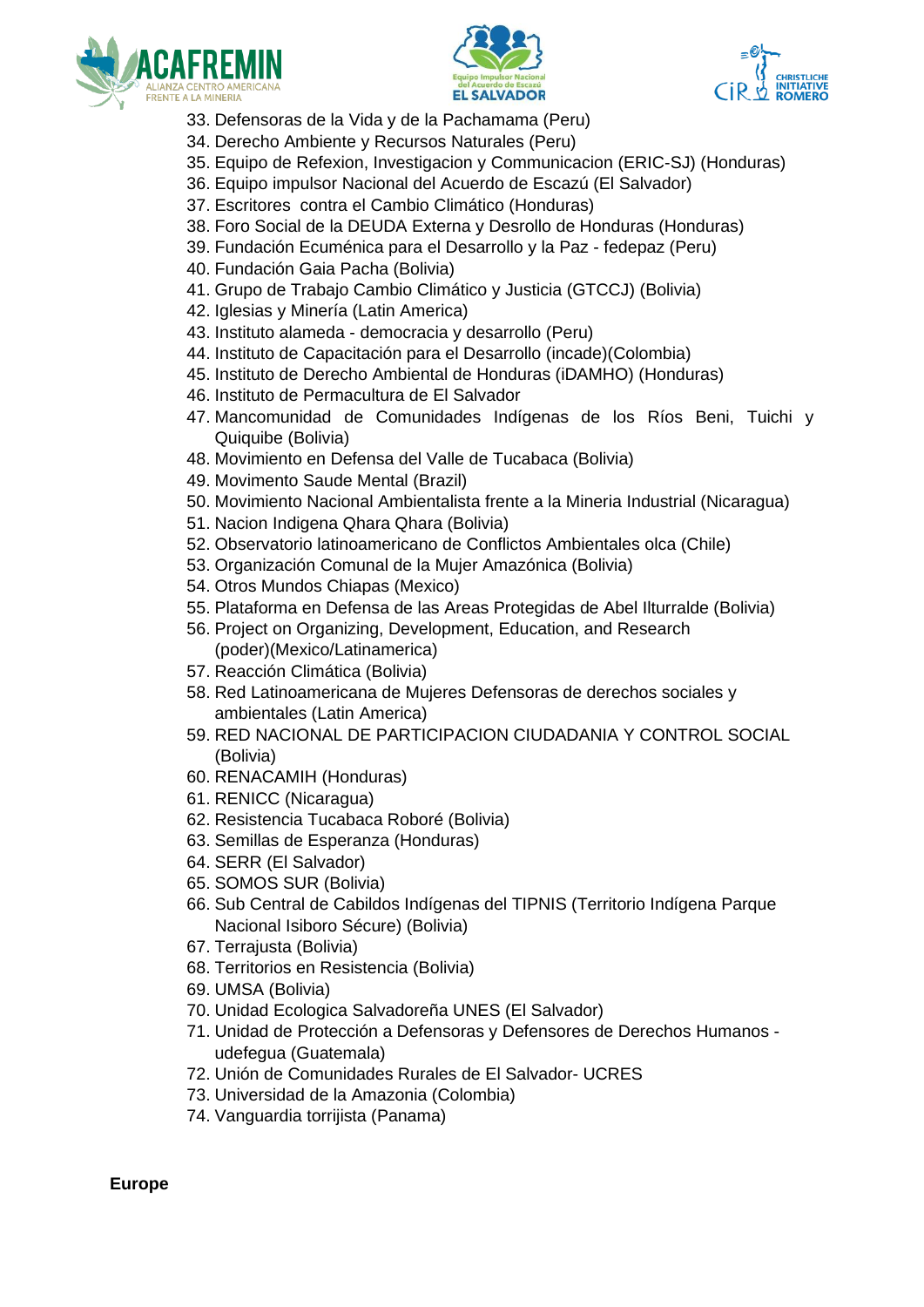33. Defensoras de la Vida y de la Pachamama (Peru)
34. Derecho Ambiente y Recursos Naturales (Peru)
35. Equipo de Refexion, Investigacion y Communicacion (ERIC-SJ) (Honduras)
36. Equipo impulsor Nacional del Acuerdo de Escazú (El Salvador)
37. Escritores contra el Cambio Climático (Honduras)
38. Foro Social de la DEUDA Externa y Desrollo de Honduras (Honduras)
39. Fundación Ecuménica para el Desarrollo y la Paz - fedepaz (Peru)
40. Fundación Gaia Pacha (Bolivia)
41. Grupo de Trabajo Cambio Climático y Justicia (GTCCJ) (Bolivia)
42. Iglesias y Minería (Latin America)
43. Instituto alameda - democracia y desarrollo (Peru)
44. Instituto de Capacitación para el Desarrollo (incade)(Colombia)
45. Instituto de Derecho Ambiental de Honduras (iDAMHO) (Honduras)
46. Instituto de Permacultura de El Salvador
47. Mancomunidad de Comunidades Indígenas de los Ríos Beni, Tuichi y Quiquibe (Bolivia)
48. Movimiento en Defensa del Valle de Tucabaca (Bolivia)
49. Movimento Saude Mental (Brazil)
50. Movimiento Nacional Ambientalista frente a la Mineria Industrial (Nicaragua)
51. Nacion Indigena Qhara Qhara (Bolivia)
52. Observatorio latinoamericano de Conflictos Ambientales olca (Chile)
53. Organización Comunal de la Mujer Amazónica (Bolivia)
54. Otros Mundos Chiapas (Mexico)
55. Plataforma en Defensa de las Areas Protegidas de Abel Ilturralde (Bolivia)
56. Project on Organizing, Development, Education, and Research (poder)(Mexico/Latinamerica)
57. Reacción Climática (Bolivia)
58. Red Latinoamericana de Mujeres Defensoras de derechos sociales y ambientales (Latin America)
59. RED NACIONAL DE PARTICIPACION CIUDADANIA Y CONTROL SOCIAL (Bolivia)
60. RENACAMIH (Honduras)
61. RENICC (Nicaragua)
62. Resistencia Tucabaca Roboré (Bolivia)
63. Semillas de Esperanza (Honduras)
64. SERR (El Salvador)
65. SOMOS SUR (Bolivia)
66. Sub Central de Cabildos Indígenas del TIPNIS (Territorio Indígena Parque Nacional Isiboro Sécure) (Bolivia)
67. Terrajusta (Bolivia)
68. Territorios en Resistencia (Bolivia)
69. UMSA (Bolivia)
70. Unidad Ecologica Salvadoreña UNES (El Salvador)
71. Unidad de Protección a Defensoras y Defensores de Derechos Humanos - udefegua (Guatemala)
72. Unión de Comunidades Rurales de El Salvador- UCRES
73. Universidad de la Amazonia (Colombia)
74. Vanguardia torrijista (Panama)

**Europe**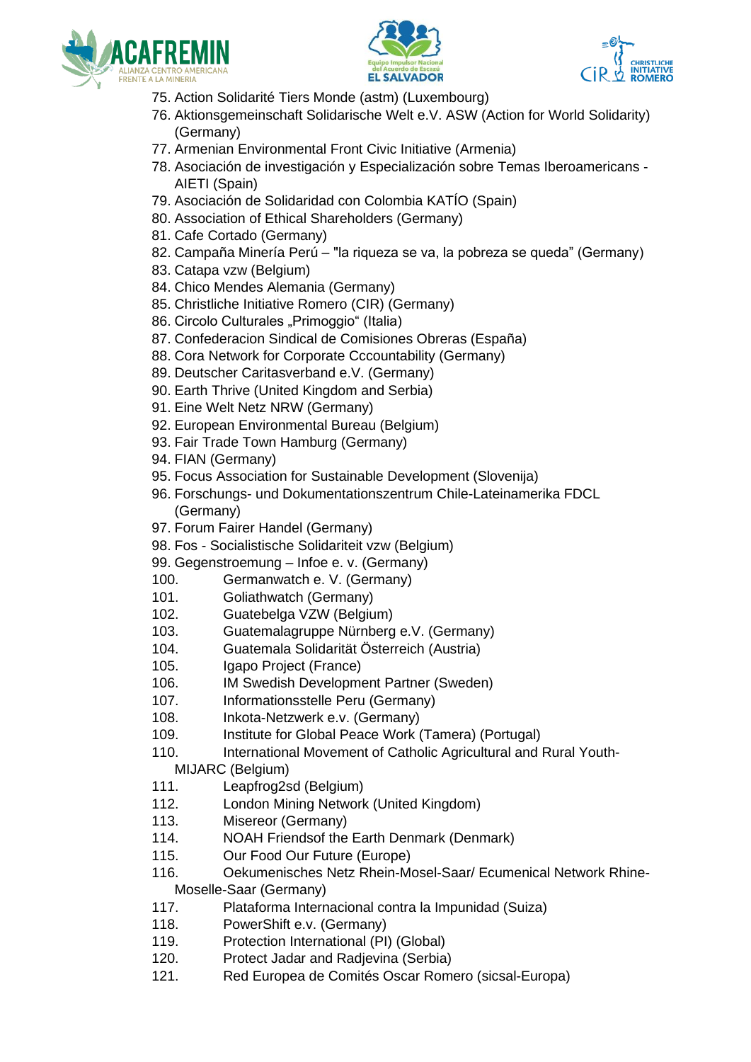75. Action Solidarité Tiers Monde (astm) (Luxembourg)
76. Aktionsgemeinschaft Solidarische Welt e.V. ASW (Action for World Solidarity) (Germany)
77. Armenian Environmental Front Civic Initiative (Armenia)
78. Asociación de investigación y Especialización sobre Temas Iberoamericans - AIETI (Spain)
79. Asociación de Solidaridad con Colombia KATÍO (Spain)
80. Association of Ethical Shareholders (Germany)
81. Cafe Cortado (Germany)
82. Campaña Minería Perú – "la riqueza se va, la pobreza se queda" (Germany)
83. Catapa vzw (Belgium)
84. Chico Mendes Alemania (Germany)
85. Christliche Initiative Romero (CIR) (Germany)
86. Circolo Culturales „Primoggio“ (Italia)
87. Confederacion Sindical de Comisiones Obreras (España)
88. Cora Network for Corporate Cccountability (Germany)
89. Deutscher Caritasverband e.V. (Germany)
90. Earth Thrive (United Kingdom and Serbia)
91. Eine Welt Netz NRW (Germany)
92. European Environmental Bureau (Belgium)
93. Fair Trade Town Hamburg (Germany)
94. FIAN (Germany)
95. Focus Association for Sustainable Development (Slovenija)
96. Forschungs- und Dokumentationszentrum Chile-Lateinamerika FDCL (Germany)
97. Forum Fairer Handel (Germany)
98. Fos - Socialistische Solidariteit vzw (Belgium)
99. Gegenstroemung – Infoe e. v. (Germany)
100. Germanwatch e. V. (Germany)
101. Goliathwatch (Germany)
102. Guatebelga VZW (Belgium)
103. Guatemalagruppe Nürnberg e.V. (Germany)
104. Guatemala Solidarität Österreich (Austria)
105. Igapo Project (France)
106. IM Swedish Development Partner (Sweden)
107. Informationsstelle Peru (Germany)
108. Inkota-Netzwerk e.v. (Germany)
109. Institute for Global Peace Work (Tamera) (Portugal)
110. International Movement of Catholic Agricultural and Rural Youth-MIJARC (Belgium)
111. Leapfrog2sd (Belgium)
112. London Mining Network (United Kingdom)
113. Misereor (Germany)
114. NOAH Friendsof the Earth Denmark (Denmark)
115. Our Food Our Future (Europe)
116. Oekumenisches Netz Rhein-Mosel-Saar/ Ecumenical Network Rhine-Moselle-Saar (Germany)
117. Plataforma Internacional contra la Impunidad (Suiza)
118. PowerShift e.v. (Germany)
119. Protection International (PI) (Global)
120. Protect Jadar and Radjevina (Serbia)
121. Red Europea de Comités Oscar Romero (sicsal-Europa)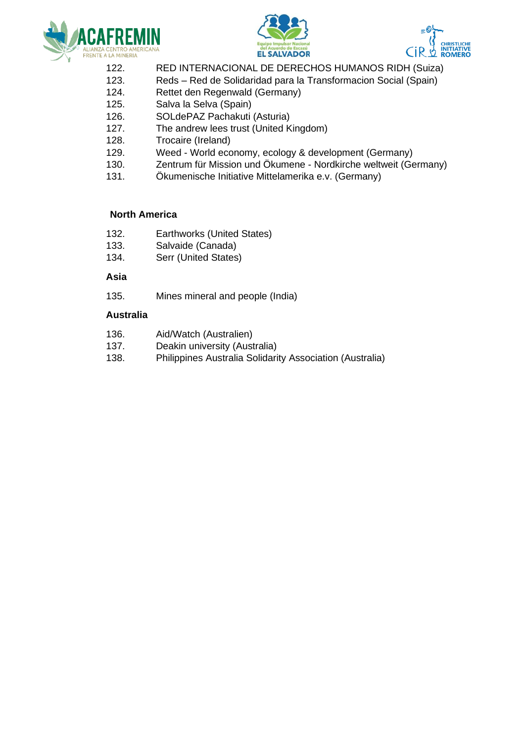122. RED INTERNACIONAL DE DERECHOS HUMANOS RIDH (Suiza)
123. Reds – Red de Solidaridad para la Transformacion Social (Spain)
124. Rettet den Regenwald (Germany)
125. Salva la Selva (Spain)
126. SOLdePAZ Pachakuti (Asturia)
127. The andrew lees trust (United Kingdom)
128. Trocaire (Ireland)
129. Weed - World economy, ecology & development (Germany)
130. Zentrum für Mission und Ökumene - Nordkirche weltweit (Germany)
131. Ökumenische Initiative Mittelamerika e.v. (Germany)

**North America**

132. Earthworks (United States)
133. Salvaide (Canada)
134. Serr (United States)

**Asia**

135. Mines mineral and people (India)

**Australia**

136. Aid/Watch (Australien)
137. Deakin university (Australia)
138. Philippines Australia Solidarity Association (Australia)